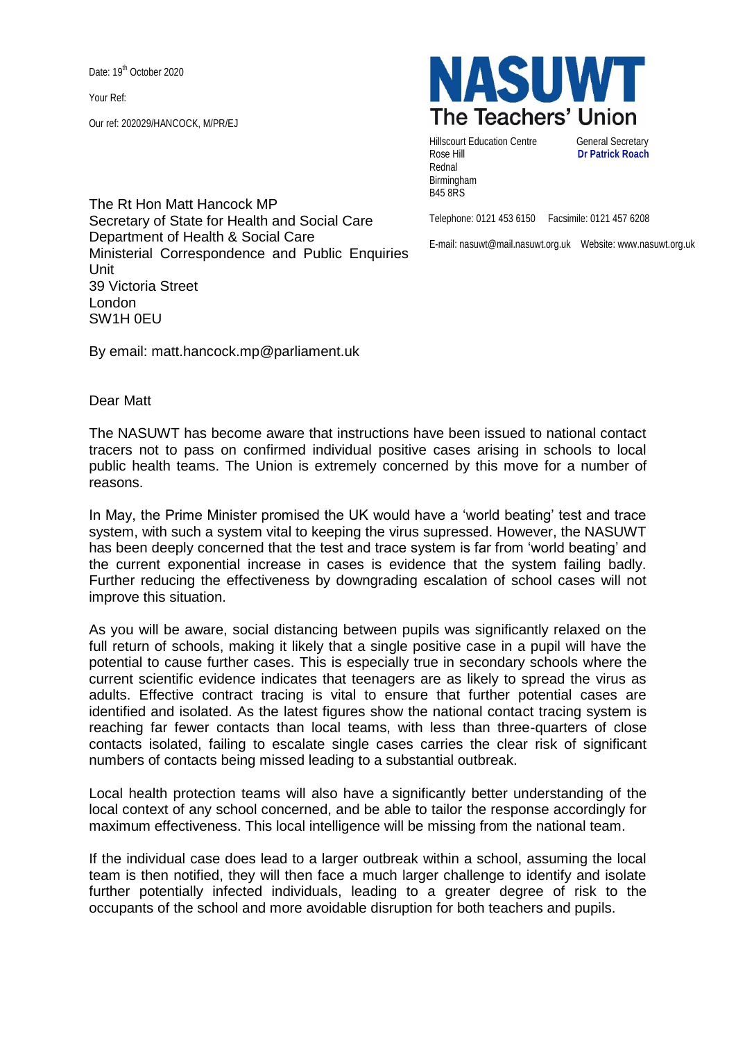Date: 19th October 2020

Your Ref:

Our ref: 202029/HANCOCK, M/PR/EJ

**NASUWT**
**The Teachers' Union**

Hillscourt Education Centre
Rose Hill
Rednal
Birmingham
B45 8RS

General Secretary
**Dr Patrick Roach**

Telephone: 0121 453 6150 Facsimile: 0121 457 6208

E-mail: nasuwt@mail.nasuwt.org.uk Website: www.nasuwt.org.uk

The Rt Hon Matt Hancock MP
Secretary of State for Health and Social Care
Department of Health & Social Care
Ministerial Correspondence and Public Enquiries Unit
39 Victoria Street
London
SW1H 0EU

By email: matt.hancock.mp@parliament.uk

Dear Matt

The NASUWT has become aware that instructions have been issued to national contact tracers not to pass on confirmed individual positive cases arising in schools to local public health teams. The Union is extremely concerned by this move for a number of reasons.

In May, the Prime Minister promised the UK would have a 'world beating' test and trace system, with such a system vital to keeping the virus supressed. However, the NASUWT has been deeply concerned that the test and trace system is far from 'world beating' and the current exponential increase in cases is evidence that the system failing badly. Further reducing the effectiveness by downgrading escalation of school cases will not improve this situation.

As you will be aware, social distancing between pupils was significantly relaxed on the full return of schools, making it likely that a single positive case in a pupil will have the potential to cause further cases. This is especially true in secondary schools where the current scientific evidence indicates that teenagers are as likely to spread the virus as adults. Effective contract tracing is vital to ensure that further potential cases are identified and isolated. As the latest figures show the national contact tracing system is reaching far fewer contacts than local teams, with less than three-quarters of close contacts isolated, failing to escalate single cases carries the clear risk of significant numbers of contacts being missed leading to a substantial outbreak.

Local health protection teams will also have a significantly better understanding of the local context of any school concerned, and be able to tailor the response accordingly for maximum effectiveness. This local intelligence will be missing from the national team.

If the individual case does lead to a larger outbreak within a school, assuming the local team is then notified, they will then face a much larger challenge to identify and isolate further potentially infected individuals, leading to a greater degree of risk to the occupants of the school and more avoidable disruption for both teachers and pupils.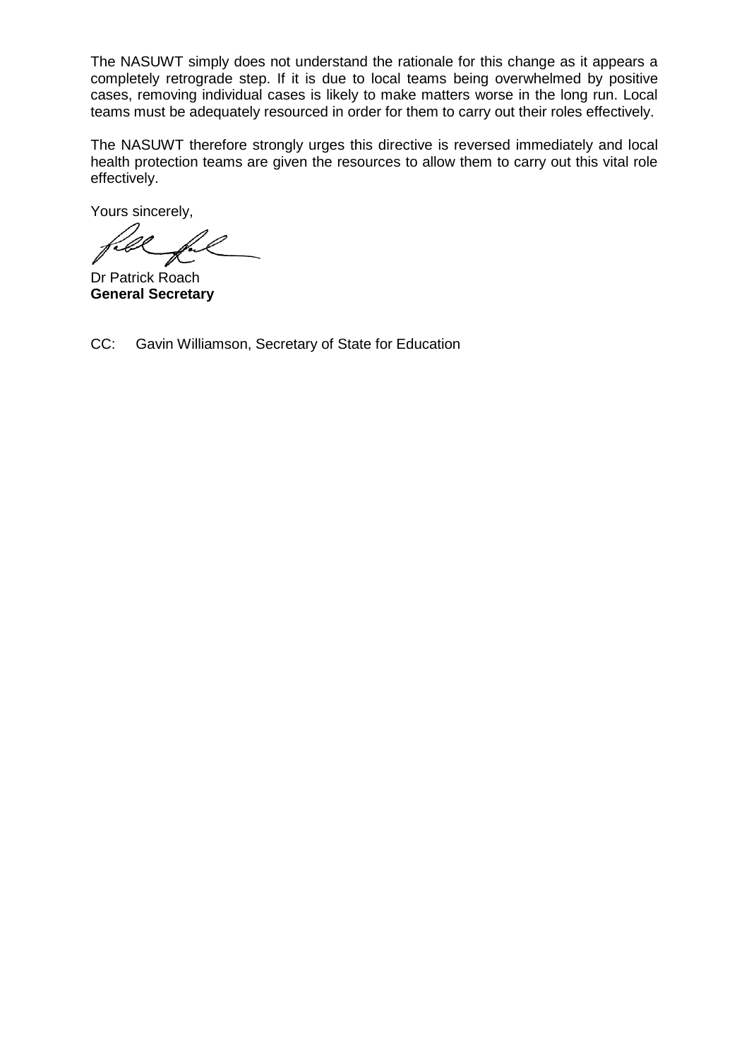The NASUWT simply does not understand the rationale for this change as it appears a completely retrograde step. If it is due to local teams being overwhelmed by positive cases, removing individual cases is likely to make matters worse in the long run. Local teams must be adequately resourced in order for them to carry out their roles effectively.

The NASUWT therefore strongly urges this directive is reversed immediately and local health protection teams are given the resources to allow them to carry out this vital role effectively.

Yours sincerely,

Dr Patrick Roach
**General Secretary**

CC: Gavin Williamson, Secretary of State for Education